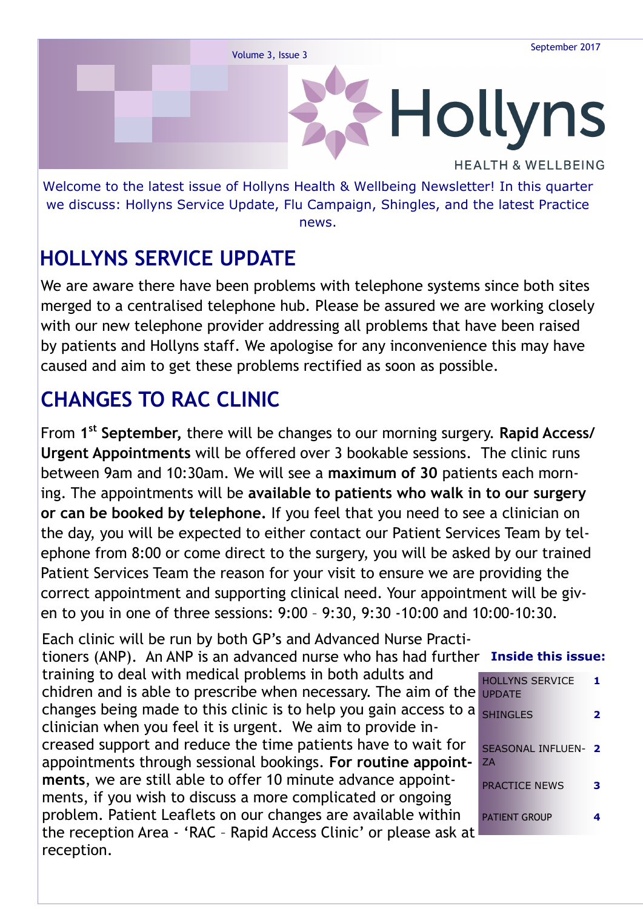September 2017

Volume 3, Issue 3

# Hollyns

HEALTH & WELLBEING

Welcome to the latest issue of Hollyns Health & Wellbeing Newsletter! In this quarter we discuss: Hollyns Service Update, Flu Campaign, Shingles, and the latest Practice news.

## HOLLYNS SERVICE UPDATE

We are aware there have been problems with telephone systems since both sites merged to a centralised telephone hub. Please be assured we are working closely with our new telephone provider addressing all problems that have been raised by patients and Hollyns staff. We apologise for any inconvenience this may have caused and aim to get these problems rectified as soon as possible.

## CHANGES TO RAC CLINIC

From **1st September,** there will be changes to our morning surgery. **Rapid Access/ Urgent Appointments** will be offered over 3 bookable sessions. The clinic runs between 9am and 10:30am. We will see a **maximum of 30** patients each morning. The appointments will be **available to patients who walk in to our surgery or can be booked by telephone.** If you feel that you need to see a clinician on the day, you will be expected to either contact our Patient Services Team by telephone from 8:00 or come direct to the surgery, you will be asked by our trained Patient Services Team the reason for your visit to ensure we are providing the correct appointment and supporting clinical need. Your appointment will be given to you in one of three sessions: 9:00 – 9:30, 9:30 -10:00 and 10:00-10:30.

Each clinic will be run by both GP's and Advanced Nurse Practitioners (ANP). An ANP is an advanced nurse who has had further training to deal with medical problems in both adults and chidren and is able to prescribe when necessary. The aim of the changes being made to this clinic is to help you gain access to a clinician when you feel it is urgent. We aim to provide increased support and reduce the time patients have to wait for appointments through sessional bookings. **For routine appointments**, we are still able to offer 10 minute advance appointments, if you wish to discuss a more complicated or ongoing problem. Patient Leaflets on our changes are available within the reception Area - 'RAC – Rapid Access Clinic' or please ask at reception.

**Inside this issue:**

| | |
|---|---|
| HOLLYNS SERVICE UPDATE | 1 |
| SHINGLES | 2 |
| SEASONAL INFLUENZA | 2 |
| PRACTICE NEWS | 3 |
| PATIENT GROUP | 4 |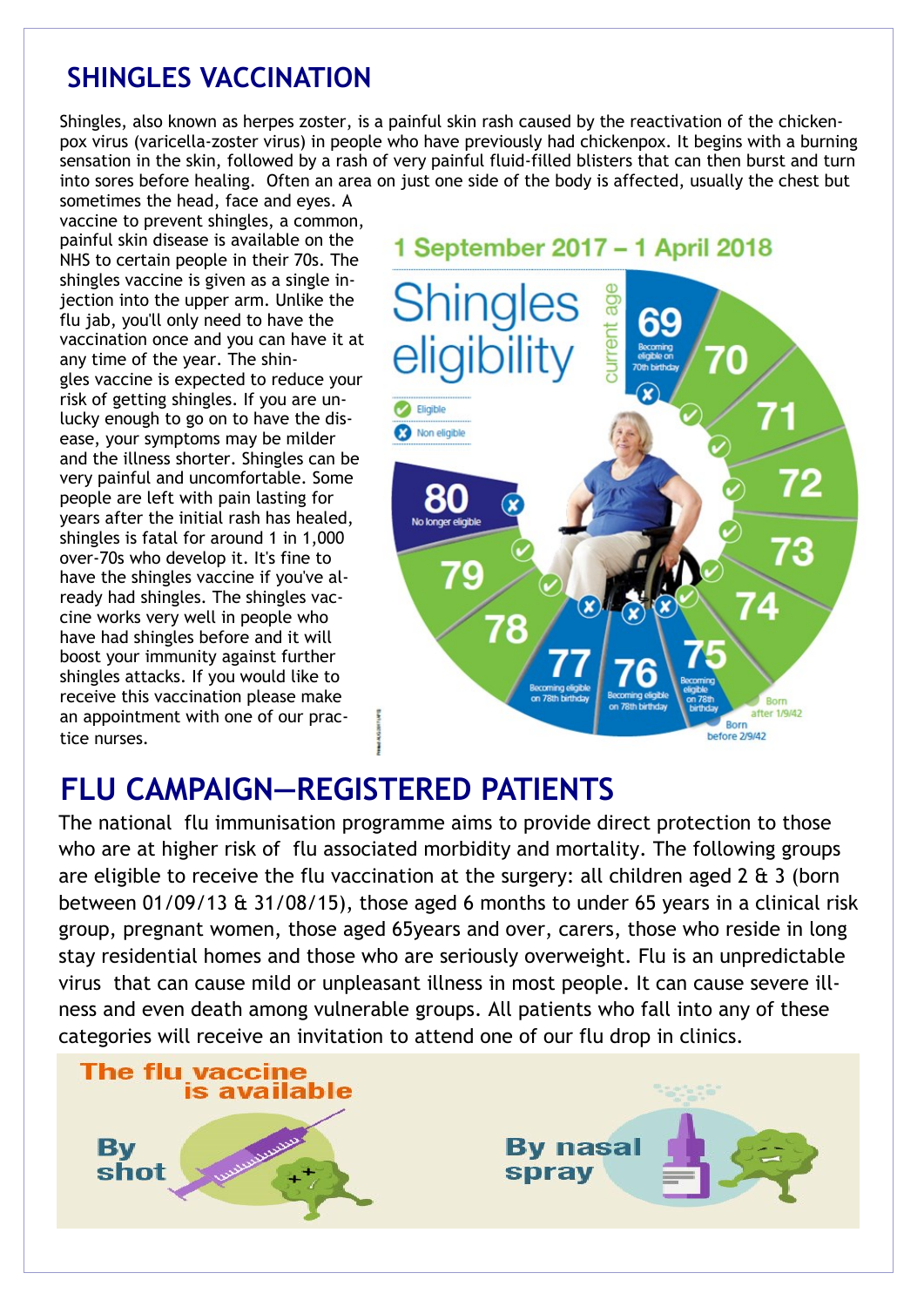## SHINGLES VACCINATION

Shingles, also known as herpes zoster, is a painful skin rash caused by the reactivation of the chicken-pox virus (varicella-zoster virus) in people who have previously had chickenpox. It begins with a burning sensation in the skin, followed by a rash of very painful fluid-filled blisters that can then burst and turn into sores before healing. Often an area on just one side of the body is affected, usually the chest but sometimes the head, face and eyes. A vaccine to prevent shingles, a common, painful skin disease is available on the NHS to certain people in their 70s. The shingles vaccine is given as a single injection into the upper arm. Unlike the flu jab, you'll only need to have the vaccination once and you can have it at any time of the year. The shingles vaccine is expected to reduce your risk of getting shingles. If you are unlucky enough to go on to have the disease, your symptoms may be milder and the illness shorter. Shingles can be very painful and uncomfortable. Some people are left with pain lasting for years after the initial rash has healed, shingles is fatal for around 1 in 1,000 over-70s who develop it. It's fine to have the shingles vaccine if you've already had shingles. The shingles vaccine works very well in people who have had shingles before and it will boost your immunity against further shingles attacks. If you would like to receive this vaccination please make an appointment with one of our practice nurses.

**1 September 2017 – 1 April 2018**

**Shingles eligibility** (current age)

- ✓ Eligible
- ✗ Non eligible

- 69 – Becoming eligible on 70th birthday ✗
- 70 ✓
- 71 ✓
- 72 ✓
- 73 ✓
- 74 ✓
- 75 – Born after 1/9/42 ✓; Born before 2/9/42 ✗ Becoming eligible on 78th birthday
- 76 – Becoming eligible on 78th birthday ✗
- 77 – Becoming eligible on 78th birthday ✗
- 78 ✓
- 79 ✓
- 80 – No longer eligible ✗

## FLU CAMPAIGN—REGISTERED PATIENTS

The national flu immunisation programme aims to provide direct protection to those who are at higher risk of flu associated morbidity and mortality. The following groups are eligible to receive the flu vaccination at the surgery: all children aged 2 & 3 (born between 01/09/13 & 31/08/15), those aged 6 months to under 65 years in a clinical risk group, pregnant women, those aged 65years and over, carers, those who reside in long stay residential homes and those who are seriously overweight. Flu is an unpredictable virus that can cause mild or unpleasant illness in most people. It can cause severe illness and even death among vulnerable groups. All patients who fall into any of these categories will receive an invitation to attend one of our flu drop in clinics.

**The flu vaccine is available**

**By shot**

**By nasal spray**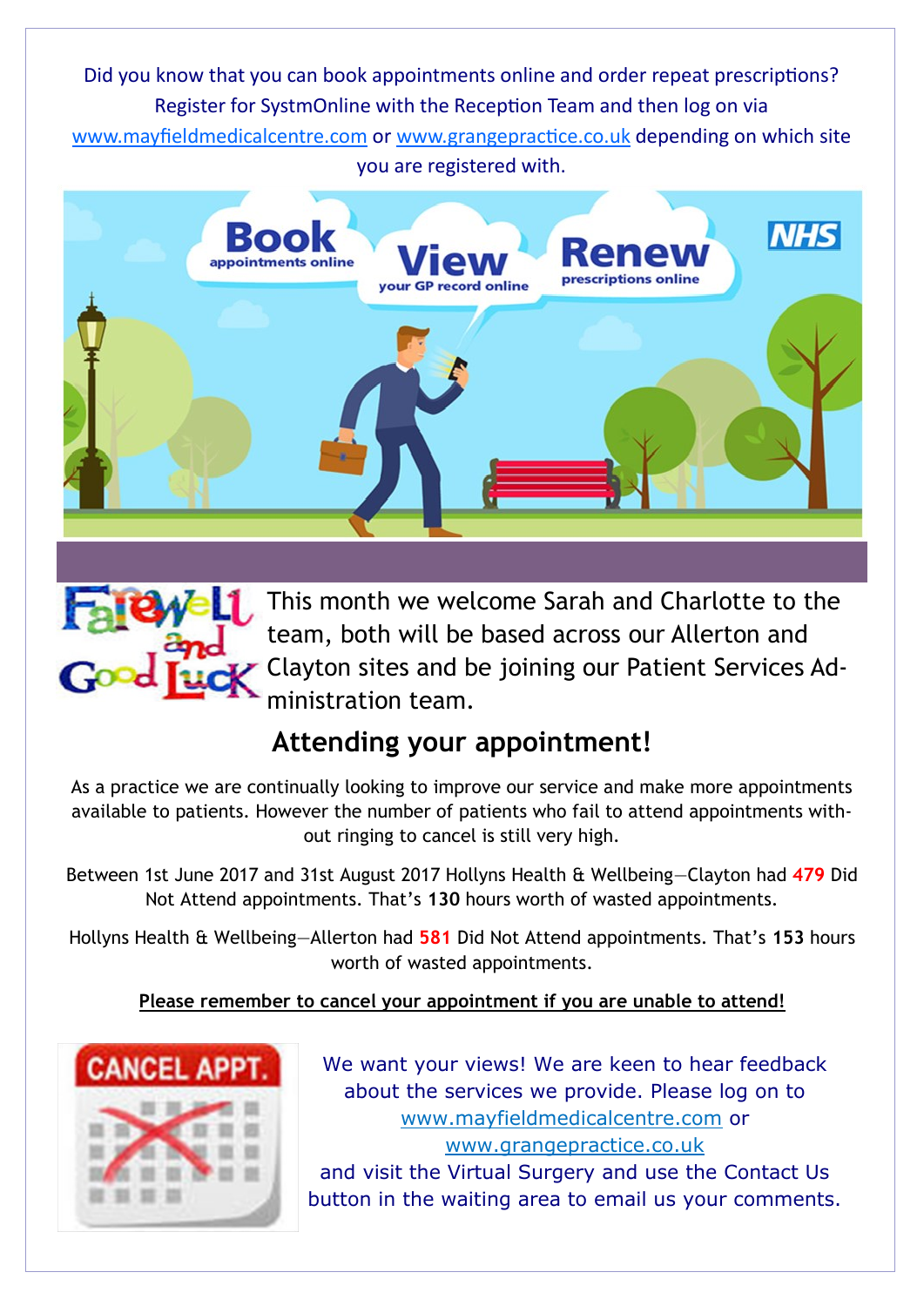Did you know that you can book appointments online and order repeat prescriptions? Register for SystmOnline with the Reception Team and then log on via www.mayfieldmedicalcentre.com or www.grangepractice.co.uk depending on which site you are registered with.

This month we welcome Sarah and Charlotte to the team, both will be based across our Allerton and Clayton sites and be joining our Patient Services Administration team.

## Attending your appointment!

As a practice we are continually looking to improve our service and make more appointments available to patients. However the number of patients who fail to attend appointments without ringing to cancel is still very high.

Between 1st June 2017 and 31st August 2017 Hollyns Health & Wellbeing—Clayton had **479** Did Not Attend appointments. That's **130** hours worth of wasted appointments.

Hollyns Health & Wellbeing—Allerton had **581** Did Not Attend appointments. That's **153** hours worth of wasted appointments.

**Please remember to cancel your appointment if you are unable to attend!**

We want your views! We are keen to hear feedback about the services we provide. Please log on to www.mayfieldmedicalcentre.com or www.grangepractice.co.uk and visit the Virtual Surgery and use the Contact Us button in the waiting area to email us your comments.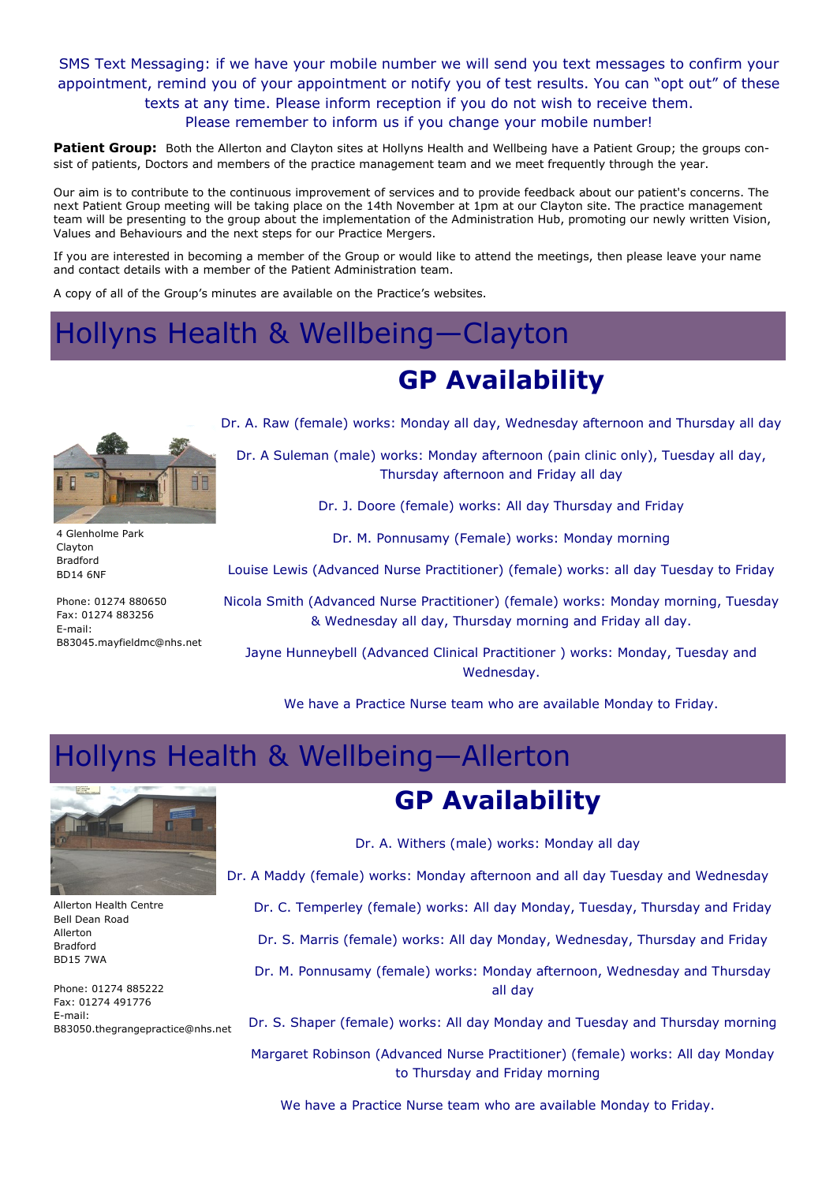SMS Text Messaging: if we have your mobile number we will send you text messages to confirm your appointment, remind you of your appointment or notify you of test results. You can "opt out" of these texts at any time. Please inform reception if you do not wish to receive them. Please remember to inform us if you change your mobile number!

**Patient Group:** Both the Allerton and Clayton sites at Hollyns Health and Wellbeing have a Patient Group; the groups consist of patients, Doctors and members of the practice management team and we meet frequently through the year.

Our aim is to contribute to the continuous improvement of services and to provide feedback about our patient's concerns. The next Patient Group meeting will be taking place on the 14th November at 1pm at our Clayton site. The practice management team will be presenting to the group about the implementation of the Administration Hub, promoting our newly written Vision, Values and Behaviours and the next steps for our Practice Mergers.

If you are interested in becoming a member of the Group or would like to attend the meetings, then please leave your name and contact details with a member of the Patient Administration team.

A copy of all of the Group's minutes are available on the Practice's websites.

# Hollyns Health & Wellbeing—Clayton

4 Glenholme Park
Clayton
Bradford
BD14 6NF

Phone: 01274 880650
Fax: 01274 883256
E-mail:
B83045.mayfieldmc@nhs.net

## GP Availability

Dr. A. Raw (female) works: Monday all day, Wednesday afternoon and Thursday all day

Dr. A Suleman (male) works: Monday afternoon (pain clinic only), Tuesday all day, Thursday afternoon and Friday all day

Dr. J. Doore (female) works: All day Thursday and Friday

Dr. M. Ponnusamy (Female) works: Monday morning

Louise Lewis (Advanced Nurse Practitioner) (female) works: all day Tuesday to Friday

Nicola Smith (Advanced Nurse Practitioner) (female) works: Monday morning, Tuesday & Wednesday all day, Thursday morning and Friday all day.

Jayne Hunneybell (Advanced Clinical Practitioner ) works: Monday, Tuesday and Wednesday.

We have a Practice Nurse team who are available Monday to Friday.

# Hollyns Health & Wellbeing—Allerton

Allerton Health Centre
Bell Dean Road
Allerton
Bradford
BD15 7WA

Phone: 01274 885222
Fax: 01274 491776
E-mail:
B83050.thegrangepractice@nhs.net

## GP Availability

Dr. A. Withers (male) works: Monday all day

Dr. A Maddy (female) works: Monday afternoon and all day Tuesday and Wednesday

Dr. C. Temperley (female) works: All day Monday, Tuesday, Thursday and Friday

Dr. S. Marris (female) works: All day Monday, Wednesday, Thursday and Friday

Dr. M. Ponnusamy (female) works: Monday afternoon, Wednesday and Thursday all day

Dr. S. Shaper (female) works: All day Monday and Tuesday and Thursday morning

Margaret Robinson (Advanced Nurse Practitioner) (female) works: All day Monday to Thursday and Friday morning

We have a Practice Nurse team who are available Monday to Friday.